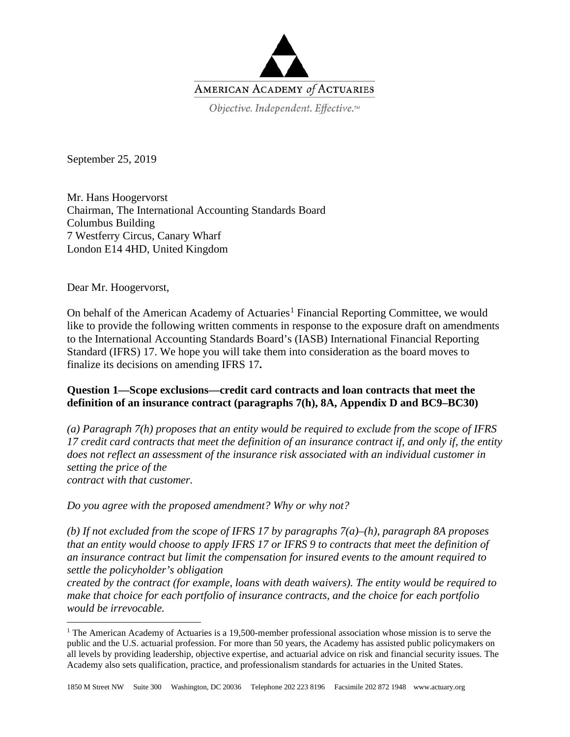AMERICAN ACADEMY *of* ACTUARIES

*Objective. Independent. Effective.*™

September 25, 2019

Mr. Hans Hoogervorst
Chairman, The International Accounting Standards Board
Columbus Building
7 Westferry Circus, Canary Wharf
London E14 4HD, United Kingdom

Dear Mr. Hoogervorst,

On behalf of the American Academy of Actuaries[1] Financial Reporting Committee, we would like to provide the following written comments in response to the exposure draft on amendments to the International Accounting Standards Board's (IASB) International Financial Reporting Standard (IFRS) 17. We hope you will take them into consideration as the board moves to finalize its decisions on amending IFRS 17**.**

**Question 1—Scope exclusions—credit card contracts and loan contracts that meet the definition of an insurance contract (paragraphs 7(h), 8A, Appendix D and BC9–BC30)**

*(a) Paragraph 7(h) proposes that an entity would be required to exclude from the scope of IFRS 17 credit card contracts that meet the definition of an insurance contract if, and only if, the entity does not reflect an assessment of the insurance risk associated with an individual customer in setting the price of the contract with that customer.*

*Do you agree with the proposed amendment? Why or why not?*

*(b) If not excluded from the scope of IFRS 17 by paragraphs 7(a)–(h), paragraph 8A proposes that an entity would choose to apply IFRS 17 or IFRS 9 to contracts that meet the definition of an insurance contract but limit the compensation for insured events to the amount required to settle the policyholder's obligation created by the contract (for example, loans with death waivers). The entity would be required to make that choice for each portfolio of insurance contracts, and the choice for each portfolio would be irrevocable.*

[1] The American Academy of Actuaries is a 19,500-member professional association whose mission is to serve the public and the U.S. actuarial profession. For more than 50 years, the Academy has assisted public policymakers on all levels by providing leadership, objective expertise, and actuarial advice on risk and financial security issues. The Academy also sets qualification, practice, and professionalism standards for actuaries in the United States.

1850 M Street NW Suite 300 Washington, DC 20036 Telephone 202 223 8196 Facsimile 202 872 1948 www.actuary.org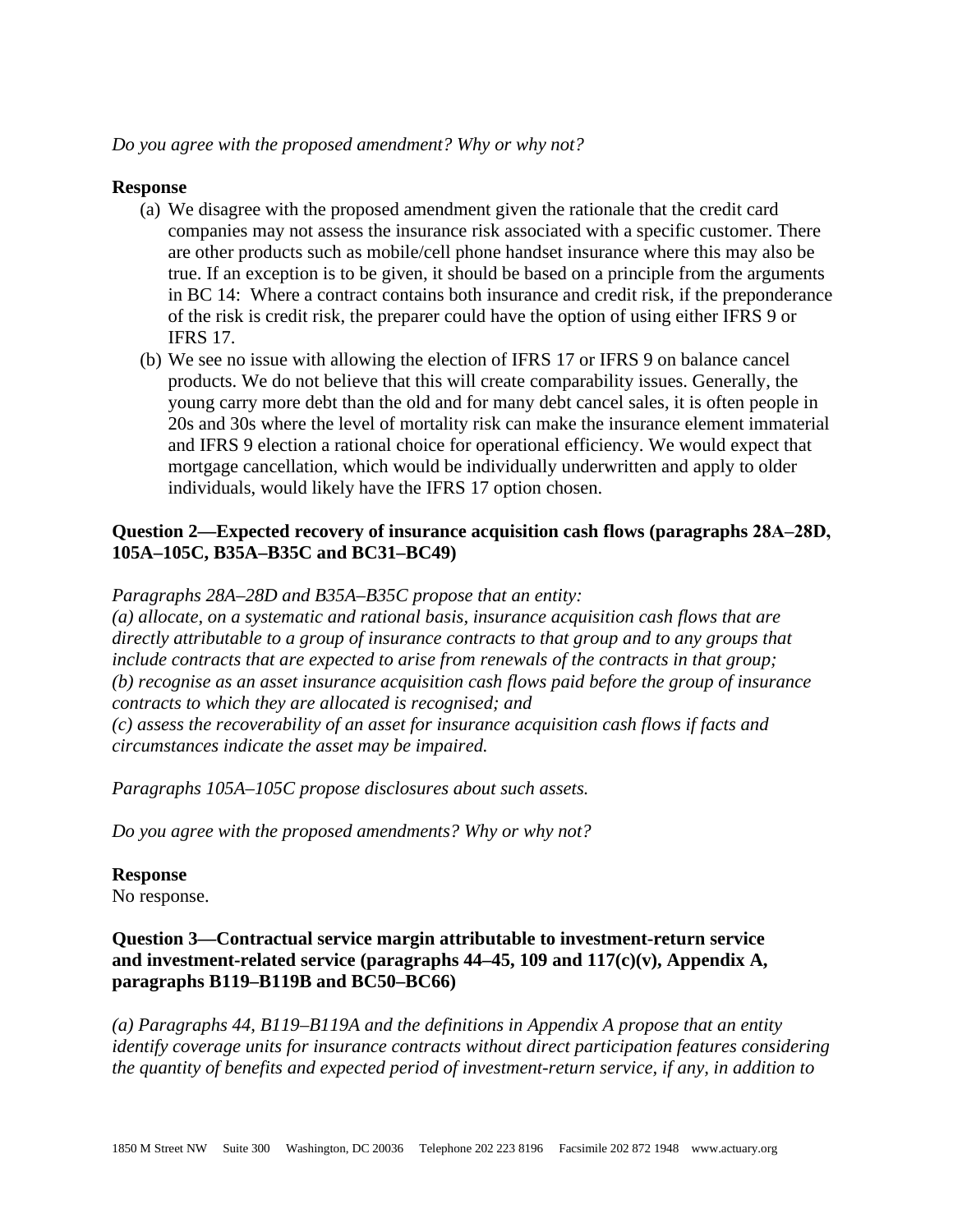*Do you agree with the proposed amendment? Why or why not?*

**Response**

(a) We disagree with the proposed amendment given the rationale that the credit card companies may not assess the insurance risk associated with a specific customer. There are other products such as mobile/cell phone handset insurance where this may also be true. If an exception is to be given, it should be based on a principle from the arguments in BC 14: Where a contract contains both insurance and credit risk, if the preponderance of the risk is credit risk, the preparer could have the option of using either IFRS 9 or IFRS 17.

(b) We see no issue with allowing the election of IFRS 17 or IFRS 9 on balance cancel products. We do not believe that this will create comparability issues. Generally, the young carry more debt than the old and for many debt cancel sales, it is often people in 20s and 30s where the level of mortality risk can make the insurance element immaterial and IFRS 9 election a rational choice for operational efficiency. We would expect that mortgage cancellation, which would be individually underwritten and apply to older individuals, would likely have the IFRS 17 option chosen.

**Question 2—Expected recovery of insurance acquisition cash flows (paragraphs 28A–28D, 105A–105C, B35A–B35C and BC31–BC49)**

*Paragraphs 28A–28D and B35A–B35C propose that an entity:*
*(a) allocate, on a systematic and rational basis, insurance acquisition cash flows that are directly attributable to a group of insurance contracts to that group and to any groups that include contracts that are expected to arise from renewals of the contracts in that group;*
*(b) recognise as an asset insurance acquisition cash flows paid before the group of insurance contracts to which they are allocated is recognised; and*
*(c) assess the recoverability of an asset for insurance acquisition cash flows if facts and circumstances indicate the asset may be impaired.*

*Paragraphs 105A–105C propose disclosures about such assets.*

*Do you agree with the proposed amendments? Why or why not?*

**Response**

No response.

**Question 3—Contractual service margin attributable to investment-return service and investment-related service (paragraphs 44–45, 109 and 117(c)(v), Appendix A, paragraphs B119–B119B and BC50–BC66)**

*(a) Paragraphs 44, B119–B119A and the definitions in Appendix A propose that an entity identify coverage units for insurance contracts without direct participation features considering the quantity of benefits and expected period of investment-return service, if any, in addition to*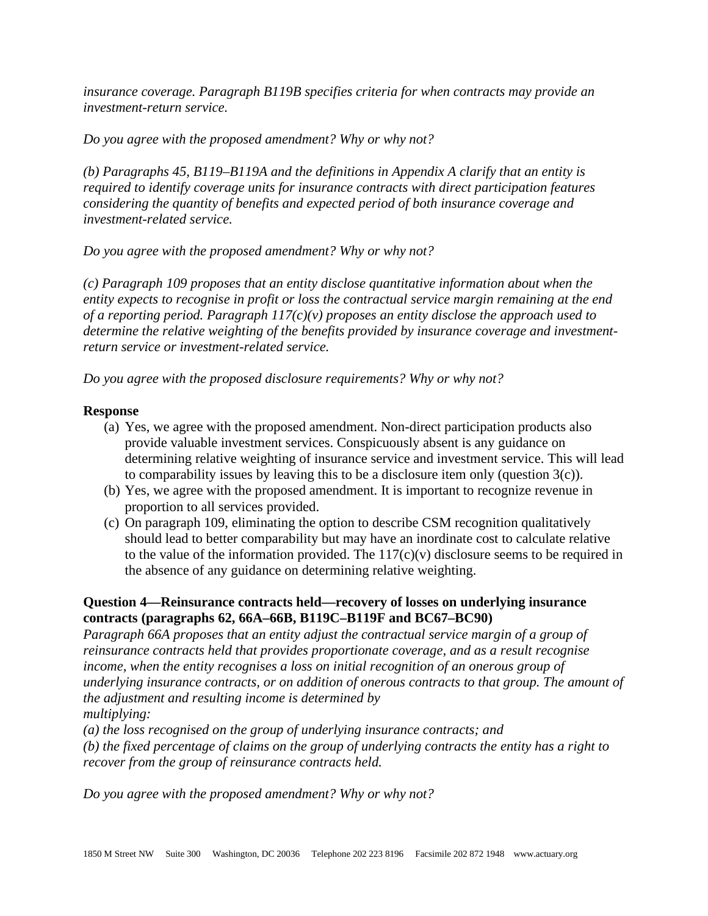*insurance coverage. Paragraph B119B specifies criteria for when contracts may provide an investment-return service.*

*Do you agree with the proposed amendment? Why or why not?*

*(b) Paragraphs 45, B119–B119A and the definitions in Appendix A clarify that an entity is required to identify coverage units for insurance contracts with direct participation features considering the quantity of benefits and expected period of both insurance coverage and investment-related service.*

*Do you agree with the proposed amendment? Why or why not?*

*(c) Paragraph 109 proposes that an entity disclose quantitative information about when the entity expects to recognise in profit or loss the contractual service margin remaining at the end of a reporting period. Paragraph 117(c)(v) proposes an entity disclose the approach used to determine the relative weighting of the benefits provided by insurance coverage and investment-return service or investment-related service.*

*Do you agree with the proposed disclosure requirements? Why or why not?*

**Response**

(a) Yes, we agree with the proposed amendment. Non-direct participation products also provide valuable investment services. Conspicuously absent is any guidance on determining relative weighting of insurance service and investment service. This will lead to comparability issues by leaving this to be a disclosure item only (question 3(c)).

(b) Yes, we agree with the proposed amendment. It is important to recognize revenue in proportion to all services provided.

(c) On paragraph 109, eliminating the option to describe CSM recognition qualitatively should lead to better comparability but may have an inordinate cost to calculate relative to the value of the information provided. The 117(c)(v) disclosure seems to be required in the absence of any guidance on determining relative weighting.

**Question 4—Reinsurance contracts held—recovery of losses on underlying insurance contracts (paragraphs 62, 66A–66B, B119C–B119F and BC67–BC90)**

*Paragraph 66A proposes that an entity adjust the contractual service margin of a group of reinsurance contracts held that provides proportionate coverage, and as a result recognise income, when the entity recognises a loss on initial recognition of an onerous group of underlying insurance contracts, or on addition of onerous contracts to that group. The amount of the adjustment and resulting income is determined by multiplying:*

*(a) the loss recognised on the group of underlying insurance contracts; and*

*(b) the fixed percentage of claims on the group of underlying contracts the entity has a right to recover from the group of reinsurance contracts held.*

*Do you agree with the proposed amendment? Why or why not?*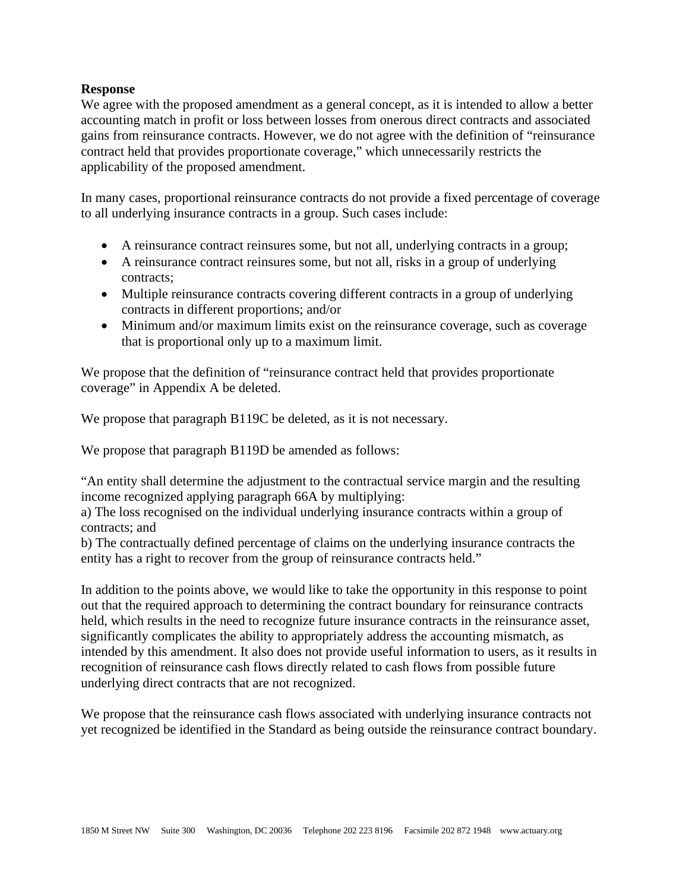**Response**

We agree with the proposed amendment as a general concept, as it is intended to allow a better accounting match in profit or loss between losses from onerous direct contracts and associated gains from reinsurance contracts. However, we do not agree with the definition of "reinsurance contract held that provides proportionate coverage," which unnecessarily restricts the applicability of the proposed amendment.

In many cases, proportional reinsurance contracts do not provide a fixed percentage of coverage to all underlying insurance contracts in a group. Such cases include:

- A reinsurance contract reinsures some, but not all, underlying contracts in a group;
- A reinsurance contract reinsures some, but not all, risks in a group of underlying contracts;
- Multiple reinsurance contracts covering different contracts in a group of underlying contracts in different proportions; and/or
- Minimum and/or maximum limits exist on the reinsurance coverage, such as coverage that is proportional only up to a maximum limit.

We propose that the definition of "reinsurance contract held that provides proportionate coverage" in Appendix A be deleted.

We propose that paragraph B119C be deleted, as it is not necessary.

We propose that paragraph B119D be amended as follows:

"An entity shall determine the adjustment to the contractual service margin and the resulting income recognized applying paragraph 66A by multiplying:
a) The loss recognised on the individual underlying insurance contracts within a group of contracts; and
b) The contractually defined percentage of claims on the underlying insurance contracts the entity has a right to recover from the group of reinsurance contracts held."

In addition to the points above, we would like to take the opportunity in this response to point out that the required approach to determining the contract boundary for reinsurance contracts held, which results in the need to recognize future insurance contracts in the reinsurance asset, significantly complicates the ability to appropriately address the accounting mismatch, as intended by this amendment. It also does not provide useful information to users, as it results in recognition of reinsurance cash flows directly related to cash flows from possible future underlying direct contracts that are not recognized.

We propose that the reinsurance cash flows associated with underlying insurance contracts not yet recognized be identified in the Standard as being outside the reinsurance contract boundary.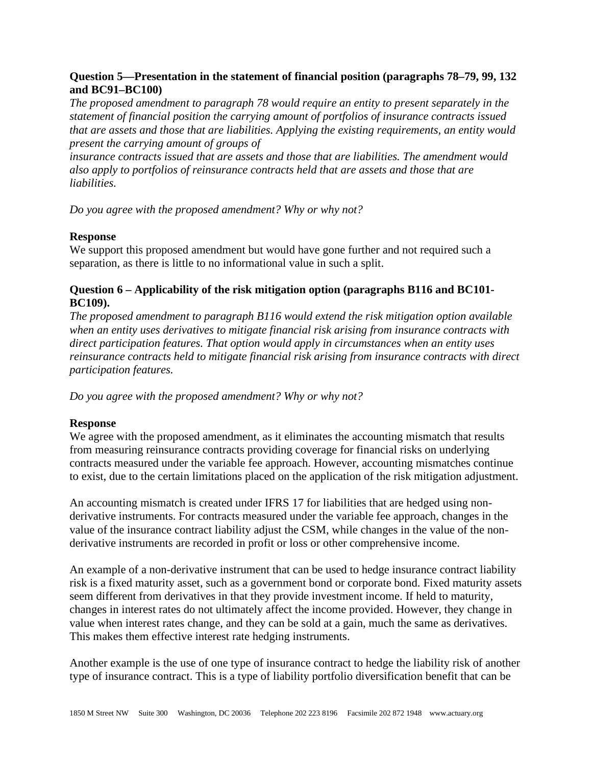**Question 5—Presentation in the statement of financial position (paragraphs 78–79, 99, 132 and BC91–BC100)**

*The proposed amendment to paragraph 78 would require an entity to present separately in the statement of financial position the carrying amount of portfolios of insurance contracts issued that are assets and those that are liabilities. Applying the existing requirements, an entity would present the carrying amount of groups of insurance contracts issued that are assets and those that are liabilities. The amendment would also apply to portfolios of reinsurance contracts held that are assets and those that are liabilities.*

*Do you agree with the proposed amendment? Why or why not?*

**Response**

We support this proposed amendment but would have gone further and not required such a separation, as there is little to no informational value in such a split.

**Question 6 – Applicability of the risk mitigation option (paragraphs B116 and BC101-BC109).**

*The proposed amendment to paragraph B116 would extend the risk mitigation option available when an entity uses derivatives to mitigate financial risk arising from insurance contracts with direct participation features. That option would apply in circumstances when an entity uses reinsurance contracts held to mitigate financial risk arising from insurance contracts with direct participation features.*

*Do you agree with the proposed amendment? Why or why not?*

**Response**

We agree with the proposed amendment, as it eliminates the accounting mismatch that results from measuring reinsurance contracts providing coverage for financial risks on underlying contracts measured under the variable fee approach. However, accounting mismatches continue to exist, due to the certain limitations placed on the application of the risk mitigation adjustment.

An accounting mismatch is created under IFRS 17 for liabilities that are hedged using non-derivative instruments. For contracts measured under the variable fee approach, changes in the value of the insurance contract liability adjust the CSM, while changes in the value of the non-derivative instruments are recorded in profit or loss or other comprehensive income.

An example of a non-derivative instrument that can be used to hedge insurance contract liability risk is a fixed maturity asset, such as a government bond or corporate bond. Fixed maturity assets seem different from derivatives in that they provide investment income. If held to maturity, changes in interest rates do not ultimately affect the income provided. However, they change in value when interest rates change, and they can be sold at a gain, much the same as derivatives. This makes them effective interest rate hedging instruments.

Another example is the use of one type of insurance contract to hedge the liability risk of another type of insurance contract. This is a type of liability portfolio diversification benefit that can be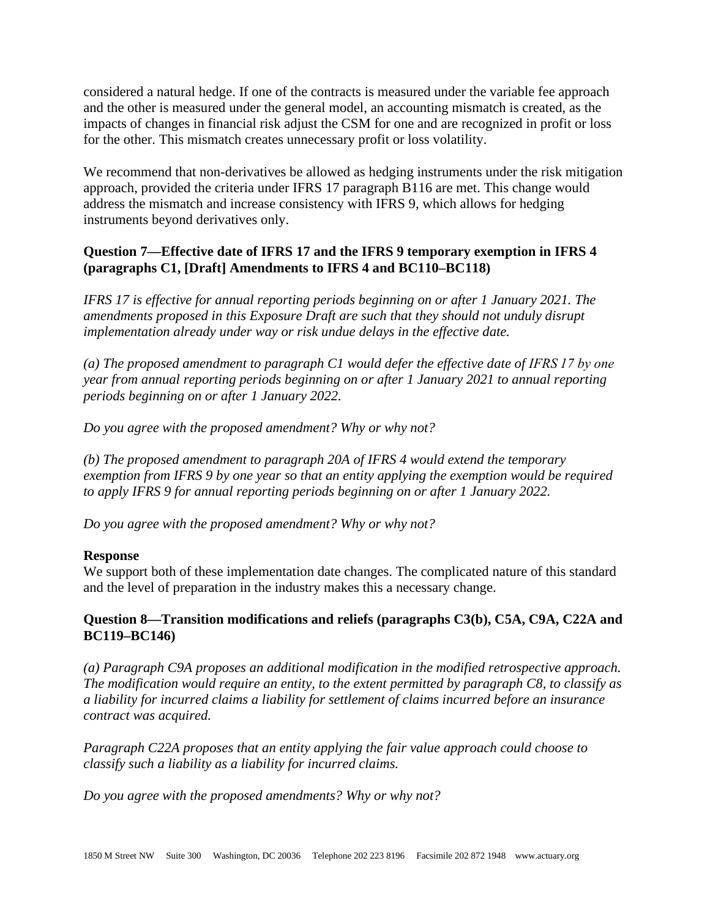considered a natural hedge. If one of the contracts is measured under the variable fee approach and the other is measured under the general model, an accounting mismatch is created, as the impacts of changes in financial risk adjust the CSM for one and are recognized in profit or loss for the other. This mismatch creates unnecessary profit or loss volatility.

We recommend that non-derivatives be allowed as hedging instruments under the risk mitigation approach, provided the criteria under IFRS 17 paragraph B116 are met. This change would address the mismatch and increase consistency with IFRS 9, which allows for hedging instruments beyond derivatives only.

**Question 7—Effective date of IFRS 17 and the IFRS 9 temporary exemption in IFRS 4 (paragraphs C1, [Draft] Amendments to IFRS 4 and BC110–BC118)**

*IFRS 17 is effective for annual reporting periods beginning on or after 1 January 2021. The amendments proposed in this Exposure Draft are such that they should not unduly disrupt implementation already under way or risk undue delays in the effective date.*

*(a) The proposed amendment to paragraph C1 would defer the effective date of IFRS 17 by one year from annual reporting periods beginning on or after 1 January 2021 to annual reporting periods beginning on or after 1 January 2022.*

*Do you agree with the proposed amendment? Why or why not?*

*(b) The proposed amendment to paragraph 20A of IFRS 4 would extend the temporary exemption from IFRS 9 by one year so that an entity applying the exemption would be required to apply IFRS 9 for annual reporting periods beginning on or after 1 January 2022.*

*Do you agree with the proposed amendment? Why or why not?*

**Response**

We support both of these implementation date changes. The complicated nature of this standard and the level of preparation in the industry makes this a necessary change.

**Question 8—Transition modifications and reliefs (paragraphs C3(b), C5A, C9A, C22A and BC119–BC146)**

*(a) Paragraph C9A proposes an additional modification in the modified retrospective approach. The modification would require an entity, to the extent permitted by paragraph C8, to classify as a liability for incurred claims a liability for settlement of claims incurred before an insurance contract was acquired.*

*Paragraph C22A proposes that an entity applying the fair value approach could choose to classify such a liability as a liability for incurred claims.*

*Do you agree with the proposed amendments? Why or why not?*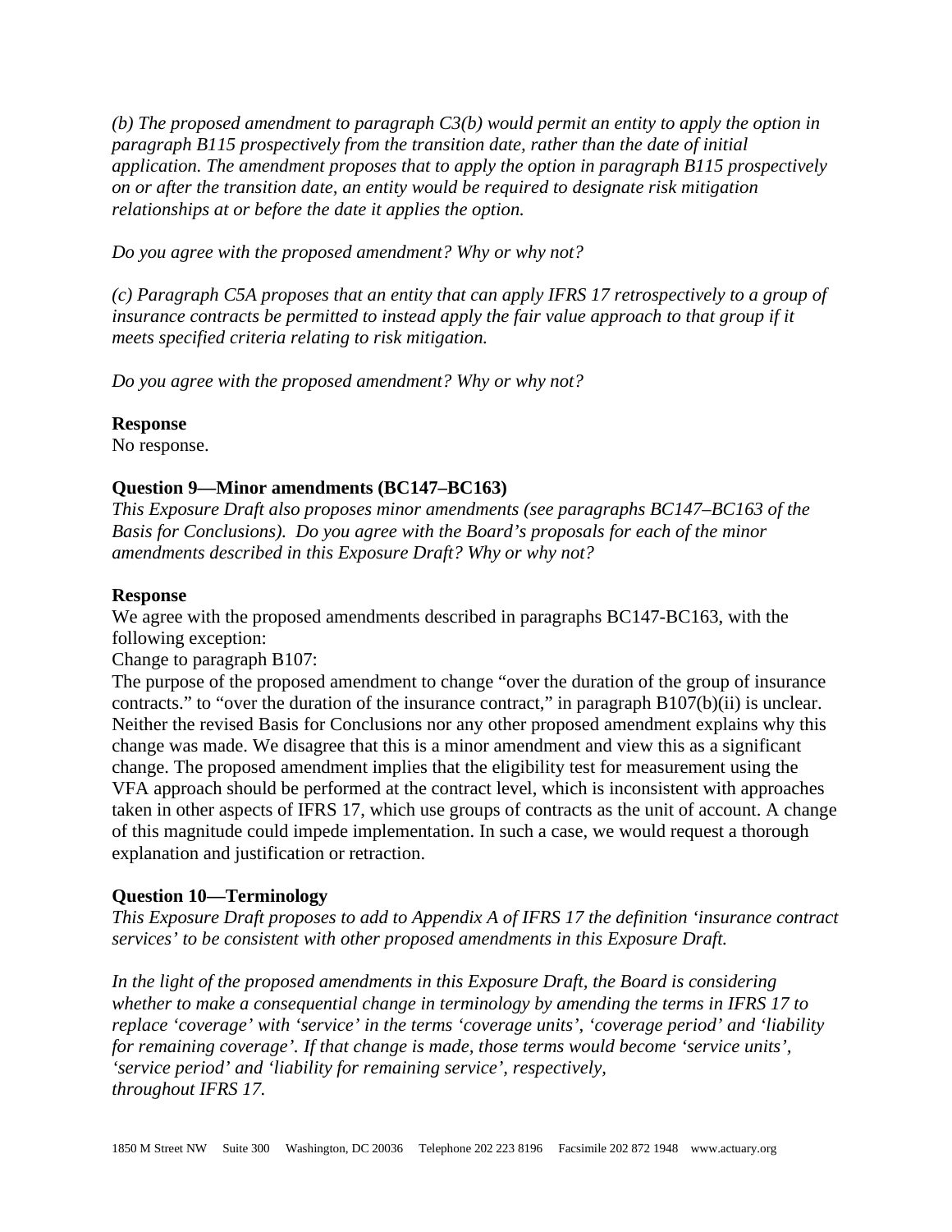*(b) The proposed amendment to paragraph C3(b) would permit an entity to apply the option in paragraph B115 prospectively from the transition date, rather than the date of initial application. The amendment proposes that to apply the option in paragraph B115 prospectively on or after the transition date, an entity would be required to designate risk mitigation relationships at or before the date it applies the option.*

*Do you agree with the proposed amendment? Why or why not?*

*(c) Paragraph C5A proposes that an entity that can apply IFRS 17 retrospectively to a group of insurance contracts be permitted to instead apply the fair value approach to that group if it meets specified criteria relating to risk mitigation.*

*Do you agree with the proposed amendment? Why or why not?*

**Response**

No response.

**Question 9—Minor amendments (BC147–BC163)**

*This Exposure Draft also proposes minor amendments (see paragraphs BC147–BC163 of the Basis for Conclusions). Do you agree with the Board's proposals for each of the minor amendments described in this Exposure Draft? Why or why not?*

**Response**

We agree with the proposed amendments described in paragraphs BC147-BC163, with the following exception:

Change to paragraph B107:

The purpose of the proposed amendment to change "over the duration of the group of insurance contracts." to "over the duration of the insurance contract," in paragraph B107(b)(ii) is unclear. Neither the revised Basis for Conclusions nor any other proposed amendment explains why this change was made. We disagree that this is a minor amendment and view this as a significant change. The proposed amendment implies that the eligibility test for measurement using the VFA approach should be performed at the contract level, which is inconsistent with approaches taken in other aspects of IFRS 17, which use groups of contracts as the unit of account. A change of this magnitude could impede implementation. In such a case, we would request a thorough explanation and justification or retraction.

**Question 10—Terminology**

*This Exposure Draft proposes to add to Appendix A of IFRS 17 the definition 'insurance contract services' to be consistent with other proposed amendments in this Exposure Draft.*

*In the light of the proposed amendments in this Exposure Draft, the Board is considering whether to make a consequential change in terminology by amending the terms in IFRS 17 to replace 'coverage' with 'service' in the terms 'coverage units', 'coverage period' and 'liability for remaining coverage'. If that change is made, those terms would become 'service units', 'service period' and 'liability for remaining service', respectively, throughout IFRS 17.*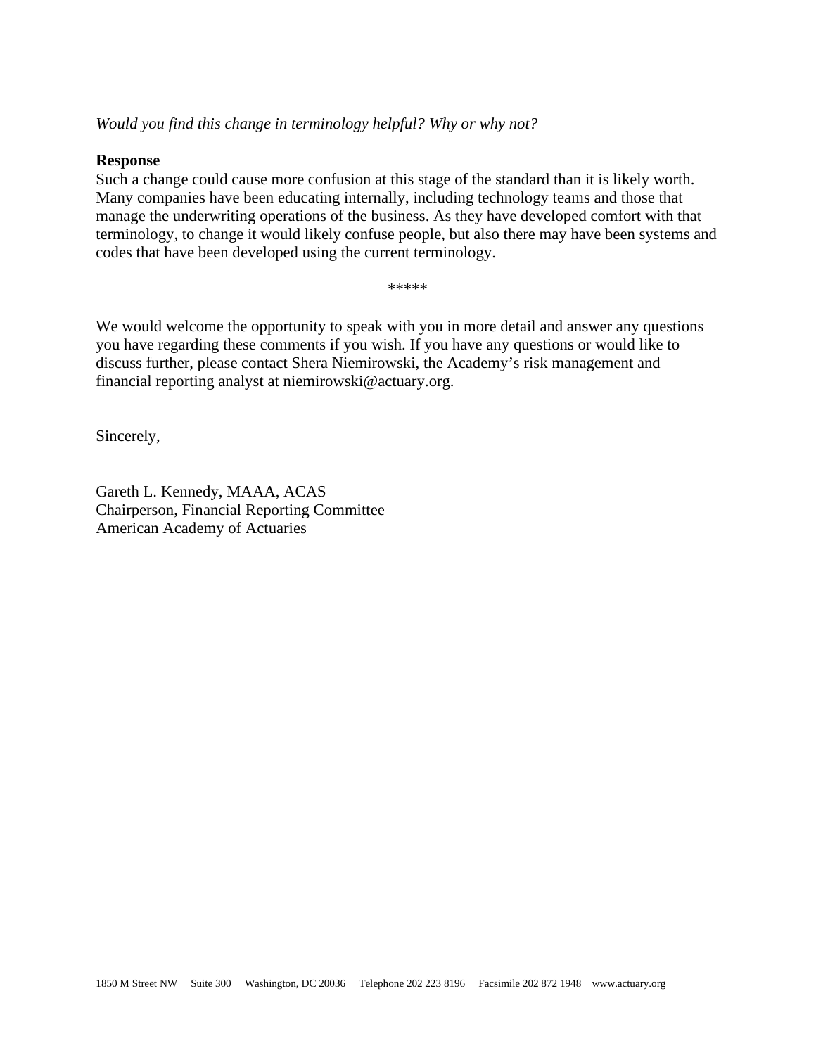*Would you find this change in terminology helpful? Why or why not?*

**Response**

Such a change could cause more confusion at this stage of the standard than it is likely worth. Many companies have been educating internally, including technology teams and those that manage the underwriting operations of the business. As they have developed comfort with that terminology, to change it would likely confuse people, but also there may have been systems and codes that have been developed using the current terminology.

*****

We would welcome the opportunity to speak with you in more detail and answer any questions you have regarding these comments if you wish. If you have any questions or would like to discuss further, please contact Shera Niemirowski, the Academy's risk management and financial reporting analyst at niemirowski@actuary.org.

Sincerely,

Gareth L. Kennedy, MAAA, ACAS
Chairperson, Financial Reporting Committee
American Academy of Actuaries